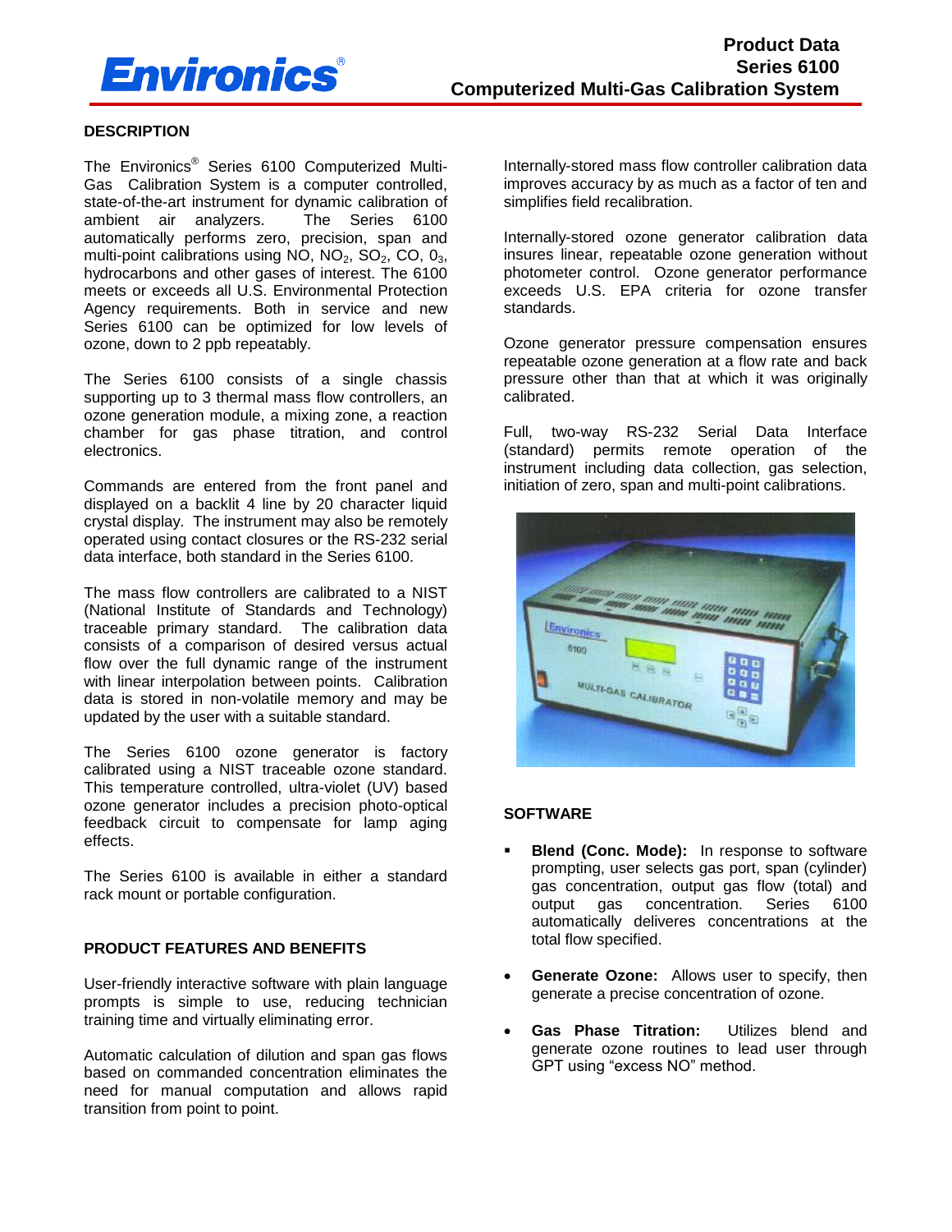# Environics®

**Product Data**
**Series 6100**
**Computerized Multi-Gas Calibration System**

## DESCRIPTION

The Environics® Series 6100 Computerized Multi-Gas Calibration System is a computer controlled, state-of-the-art instrument for dynamic calibration of ambient air analyzers. The Series 6100 automatically performs zero, precision, span and multi-point calibrations using NO, $NO_2$, $SO_2$, CO, $0_3$, hydrocarbons and other gases of interest. The 6100 meets or exceeds all U.S. Environmental Protection Agency requirements. Both in service and new Series 6100 can be optimized for low levels of ozone, down to 2 ppb repeatably.

The Series 6100 consists of a single chassis supporting up to 3 thermal mass flow controllers, an ozone generation module, a mixing zone, a reaction chamber for gas phase titration, and control electronics.

Commands are entered from the front panel and displayed on a backlit 4 line by 20 character liquid crystal display. The instrument may also be remotely operated using contact closures or the RS-232 serial data interface, both standard in the Series 6100.

The mass flow controllers are calibrated to a NIST (National Institute of Standards and Technology) traceable primary standard. The calibration data consists of a comparison of desired versus actual flow over the full dynamic range of the instrument with linear interpolation between points. Calibration data is stored in non-volatile memory and may be updated by the user with a suitable standard.

The Series 6100 ozone generator is factory calibrated using a NIST traceable ozone standard. This temperature controlled, ultra-violet (UV) based ozone generator includes a precision photo-optical feedback circuit to compensate for lamp aging effects.

The Series 6100 is available in either a standard rack mount or portable configuration.

## PRODUCT FEATURES AND BENEFITS

User-friendly interactive software with plain language prompts is simple to use, reducing technician training time and virtually eliminating error.

Automatic calculation of dilution and span gas flows based on commanded concentration eliminates the need for manual computation and allows rapid transition from point to point.

Internally-stored mass flow controller calibration data improves accuracy by as much as a factor of ten and simplifies field recalibration.

Internally-stored ozone generator calibration data insures linear, repeatable ozone generation without photometer control. Ozone generator performance exceeds U.S. EPA criteria for ozone transfer standards.

Ozone generator pressure compensation ensures repeatable ozone generation at a flow rate and back pressure other than that at which it was originally calibrated.

Full, two-way RS-232 Serial Data Interface (standard) permits remote operation of the instrument including data collection, gas selection, initiation of zero, span and multi-point calibrations.

## SOFTWARE

- **Blend (Conc. Mode):** In response to software prompting, user selects gas port, span (cylinder) gas concentration, output gas flow (total) and output gas concentration. Series 6100 automatically deliveres concentrations at the total flow specified.
- **Generate Ozone:** Allows user to specify, then generate a precise concentration of ozone.
- **Gas Phase Titration:** Utilizes blend and generate ozone routines to lead user through GPT using "excess NO" method.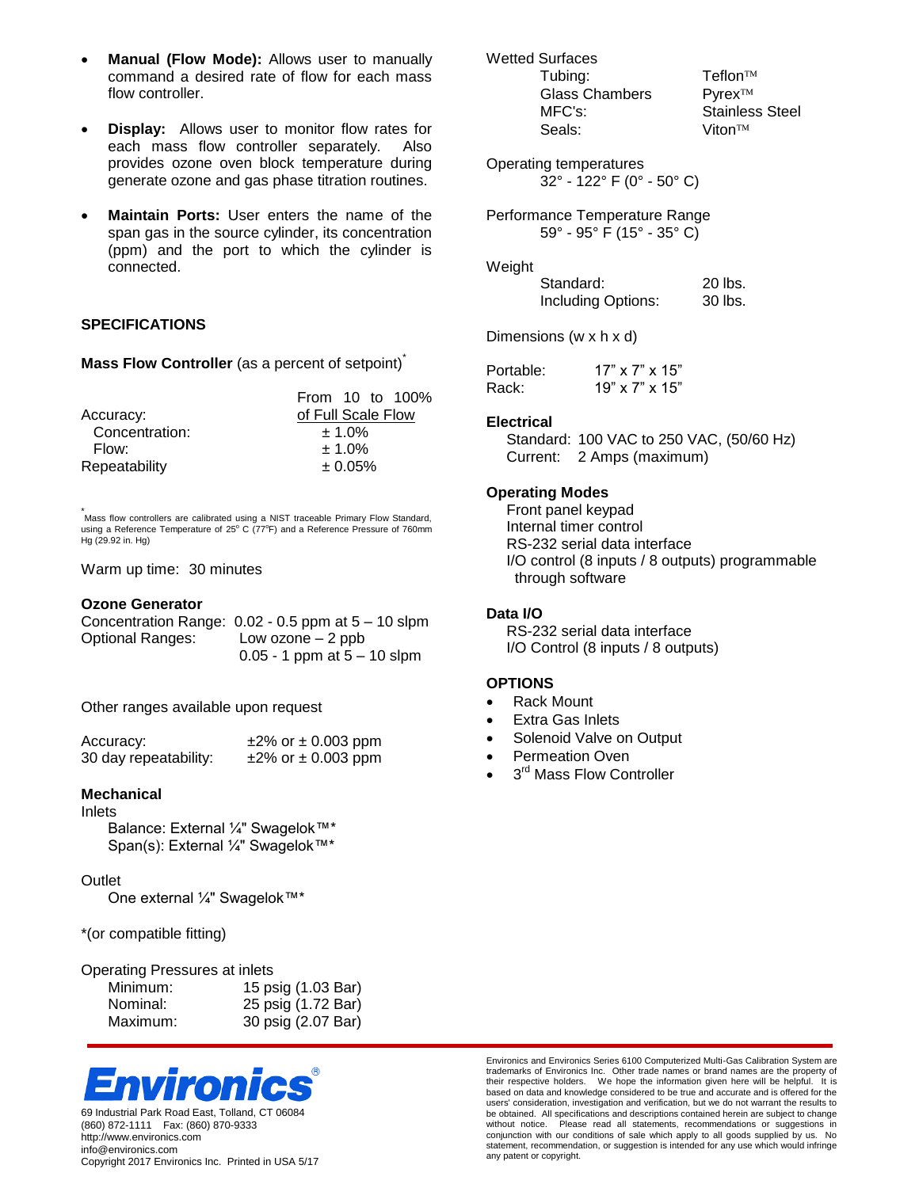- **Manual (Flow Mode):** Allows user to manually command a desired rate of flow for each mass flow controller.
- **Display:** Allows user to monitor flow rates for each mass flow controller separately. Also provides ozone oven block temperature during generate ozone and gas phase titration routines.
- **Maintain Ports:** User enters the name of the span gas in the source cylinder, its concentration (ppm) and the port to which the cylinder is connected.

## SPECIFICATIONS

**Mass Flow Controller** (as a percent of setpoint)*

| | From 10 to 100% of Full Scale Flow |
|---|---|
| Accuracy: | |
| Concentration: | ± 1.0% |
| Flow: | ± 1.0% |
| Repeatability | ± 0.05% |

*Mass flow controllers are calibrated using a NIST traceable Primary Flow Standard, using a Reference Temperature of 25° C (77°F) and a Reference Pressure of 760mm Hg (29.92 in. Hg)

Warm up time: 30 minutes

**Ozone Generator**

Concentration Range: 0.02 - 0.5 ppm at 5 – 10 slpm

Optional Ranges: Low ozone – 2 ppb
0.05 - 1 ppm at 5 – 10 slpm

Other ranges available upon request

| | |
|---|---|
| Accuracy: | ±2% or ± 0.003 ppm |
| 30 day repeatability: | ±2% or ± 0.003 ppm |

**Mechanical**

Inlets

Balance: External ¼" Swagelok™*

Span(s): External ¼" Swagelok™*

Outlet

One external ¼" Swagelok™*

*(or compatible fitting)

Operating Pressures at inlets

| | |
|---|---|
| Minimum: | 15 psig (1.03 Bar) |
| Nominal: | 25 psig (1.72 Bar) |
| Maximum: | 30 psig (2.07 Bar) |

Wetted Surfaces

| | |
|---|---|
| Tubing: | Teflon™ |
| Glass Chambers | Pyrex™ |
| MFC's: | Stainless Steel |
| Seals: | Viton™ |

Operating temperatures

32° - 122° F (0° - 50° C)

Performance Temperature Range

59° - 95° F (15° - 35° C)

Weight

| | |
|---|---|
| Standard: | 20 lbs. |
| Including Options: | 30 lbs. |

Dimensions (w x h x d)

| | |
|---|---|
| Portable: | 17" x 7" x 15" |
| Rack: | 19" x 7" x 15" |

**Electrical**

Standard: 100 VAC to 250 VAC, (50/60 Hz)

Current: 2 Amps (maximum)

**Operating Modes**

Front panel keypad

Internal timer control

RS-232 serial data interface

I/O control (8 inputs / 8 outputs) programmable through software

**Data I/O**

RS-232 serial data interface

I/O Control (8 inputs / 8 outputs)

**OPTIONS**

- Rack Mount
- Extra Gas Inlets
- Solenoid Valve on Output
- Permeation Oven
- 3rd Mass Flow Controller

**Environics®**

69 Industrial Park Road East, Tolland, CT 06084
(860) 872-1111 Fax: (860) 870-9333
http://www.environics.com
info@environics.com
Copyright 2017 Environics Inc. Printed in USA 5/17

Environics and Environics Series 6100 Computerized Multi-Gas Calibration System are trademarks of Environics Inc. Other trade names or brand names are the property of their respective holders. We hope the information given here will be helpful. It is based on data and knowledge considered to be true and accurate and is offered for the users' consideration, investigation and verification, but we do not warrant the results to be obtained. All specifications and descriptions contained herein are subject to change without notice. Please read all statements, recommendations or suggestions in conjunction with our conditions of sale which apply to all goods supplied by us. No statement, recommendation, or suggestion is intended for any use which would infringe any patent or copyright.